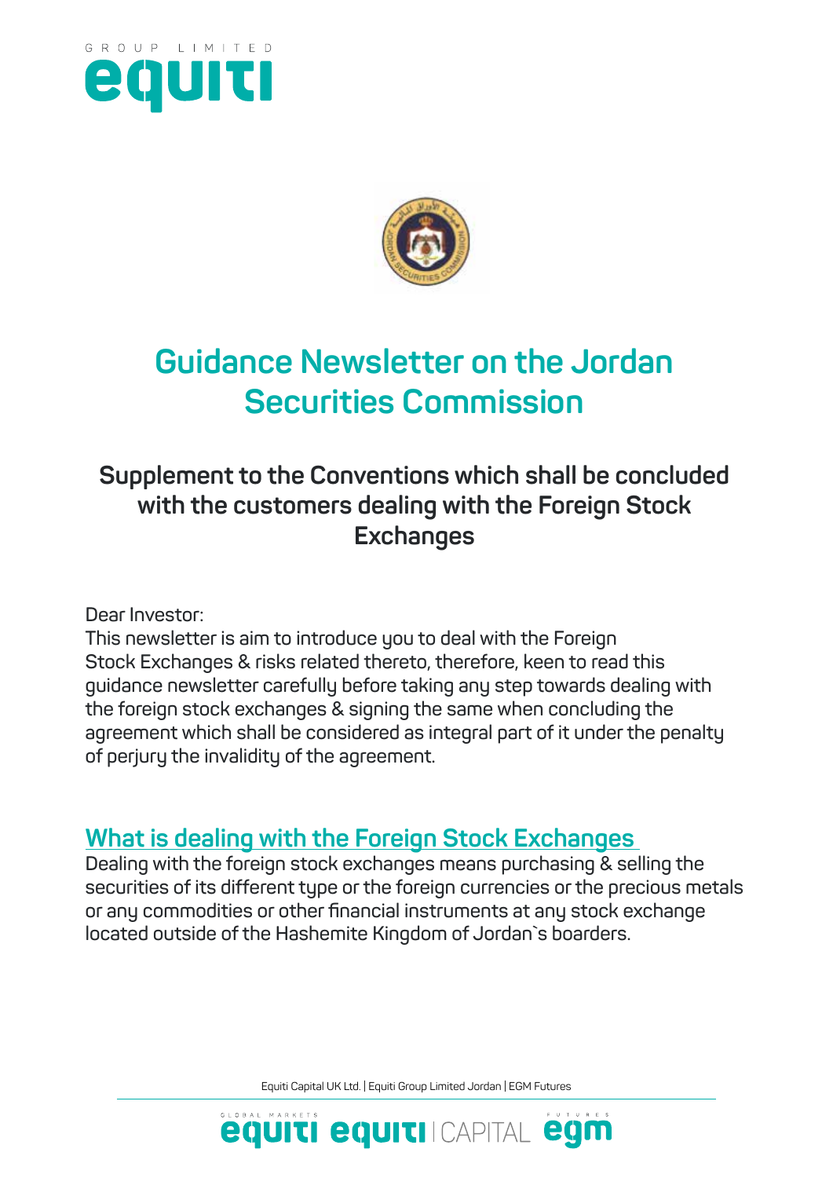# Guidance Newsletter on the Jordan Securities Commission

## Supplement to the Conventions which shall be concluded with the customers dealing with the Foreign Stock Exchanges

Dear Investor:
This newsletter is aim to introduce you to deal with the Foreign Stock Exchanges & risks related thereto, therefore, keen to read this guidance newsletter carefully before taking any step towards dealing with the foreign stock exchanges & signing the same when concluding the agreement which shall be considered as integral part of it under the penalty of perjury the invalidity of the agreement.

### What is dealing with the Foreign Stock Exchanges

Dealing with the foreign stock exchanges means purchasing & selling the securities of its different type or the foreign currencies or the precious metals or any commodities or other financial instruments at any stock exchange located outside of the Hashemite Kingdom of Jordan`s boarders.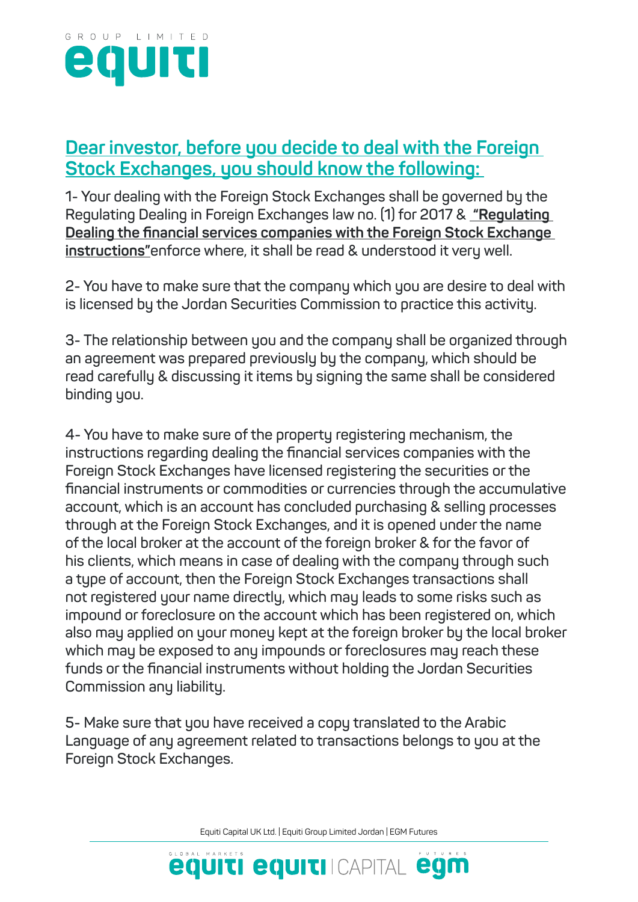## Dear investor, before you decide to deal with the Foreign Stock Exchanges, you should know the following:

1- Your dealing with the Foreign Stock Exchanges shall be governed by the Regulating Dealing in Foreign Exchanges law no. (1) for 2017 & **"Regulating Dealing the financial services companies with the Foreign Stock Exchange instructions"**enforce where, it shall be read & understood it very well.

2- You have to make sure that the company which you are desire to deal with is licensed by the Jordan Securities Commission to practice this activity.

3- The relationship between you and the company shall be organized through an agreement was prepared previously by the company, which should be read carefully & discussing it items by signing the same shall be considered binding you.

4- You have to make sure of the property registering mechanism, the instructions regarding dealing the financial services companies with the Foreign Stock Exchanges have licensed registering the securities or the financial instruments or commodities or currencies through the accumulative account, which is an account has concluded purchasing & selling processes through at the Foreign Stock Exchanges, and it is opened under the name of the local broker at the account of the foreign broker & for the favor of his clients, which means in case of dealing with the company through such a type of account, then the Foreign Stock Exchanges transactions shall not registered your name directly, which may leads to some risks such as impound or foreclosure on the account which has been registered on, which also may applied on your money kept at the foreign broker by the local broker which may be exposed to any impounds or foreclosures may reach these funds or the financial instruments without holding the Jordan Securities Commission any liability.

5- Make sure that you have received a copy translated to the Arabic Language of any agreement related to transactions belongs to you at the Foreign Stock Exchanges.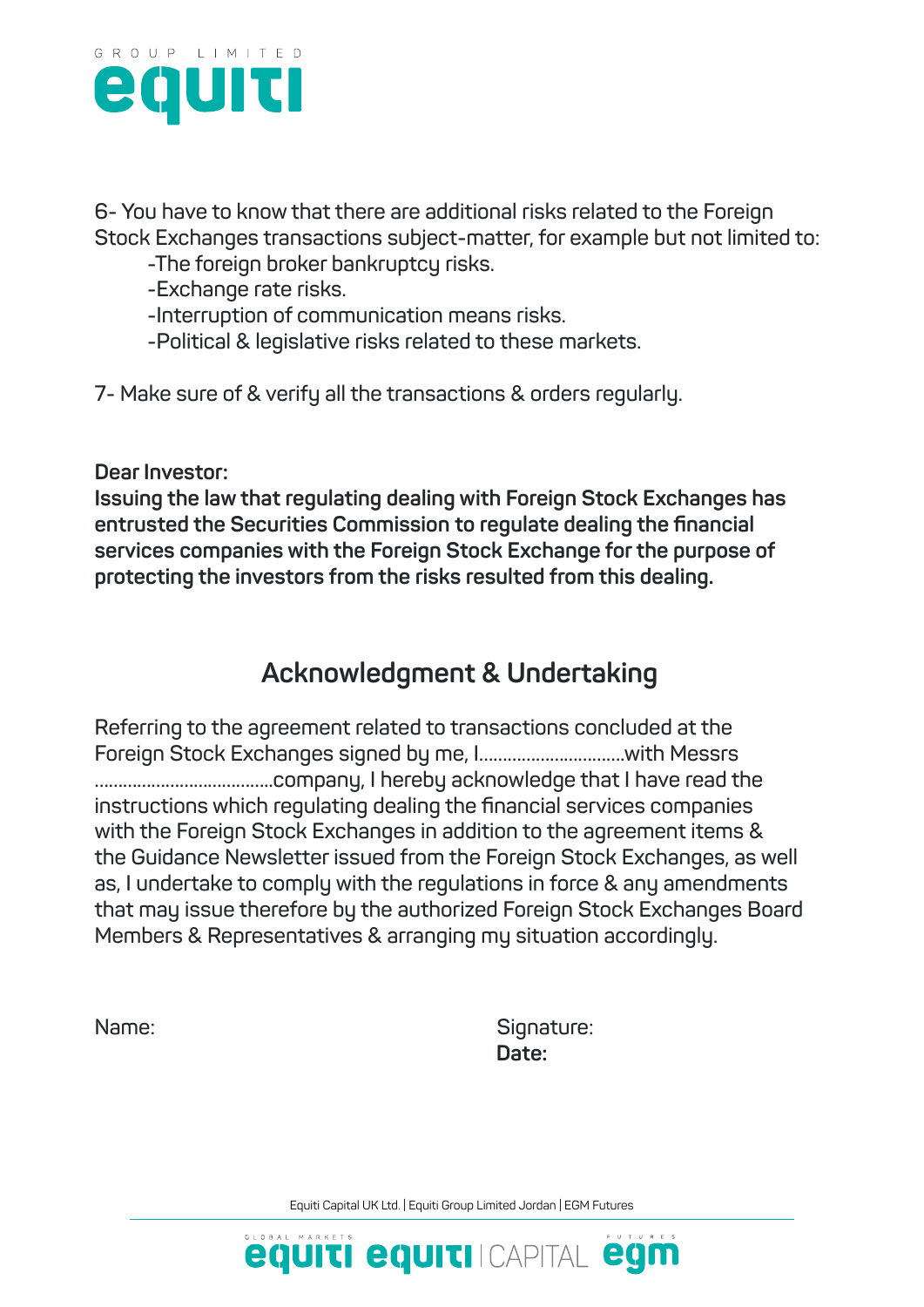6- You have to know that there are additional risks related to the Foreign Stock Exchanges transactions subject-matter, for example but not limited to:

- -The foreign broker bankruptcy risks.
- -Exchange rate risks.
- -Interruption of communication means risks.
- -Political & legislative risks related to these markets.

7- Make sure of & verify all the transactions & orders regularly.

**Dear Investor:**
**Issuing the law that regulating dealing with Foreign Stock Exchanges has entrusted the Securities Commission to regulate dealing the financial services companies with the Foreign Stock Exchange for the purpose of protecting the investors from the risks resulted from this dealing.**

## Acknowledgment & Undertaking

Referring to the agreement related to transactions concluded at the Foreign Stock Exchanges signed by me, I..............................with Messrs .....................................company, I hereby acknowledge that I have read the instructions which regulating dealing the financial services companies with the Foreign Stock Exchanges in addition to the agreement items & the Guidance Newsletter issued from the Foreign Stock Exchanges, as well as, I undertake to comply with the regulations in force & any amendments that may issue therefore by the authorized Foreign Stock Exchanges Board Members & Representatives & arranging my situation accordingly.

Name:

Signature:

**Date:**